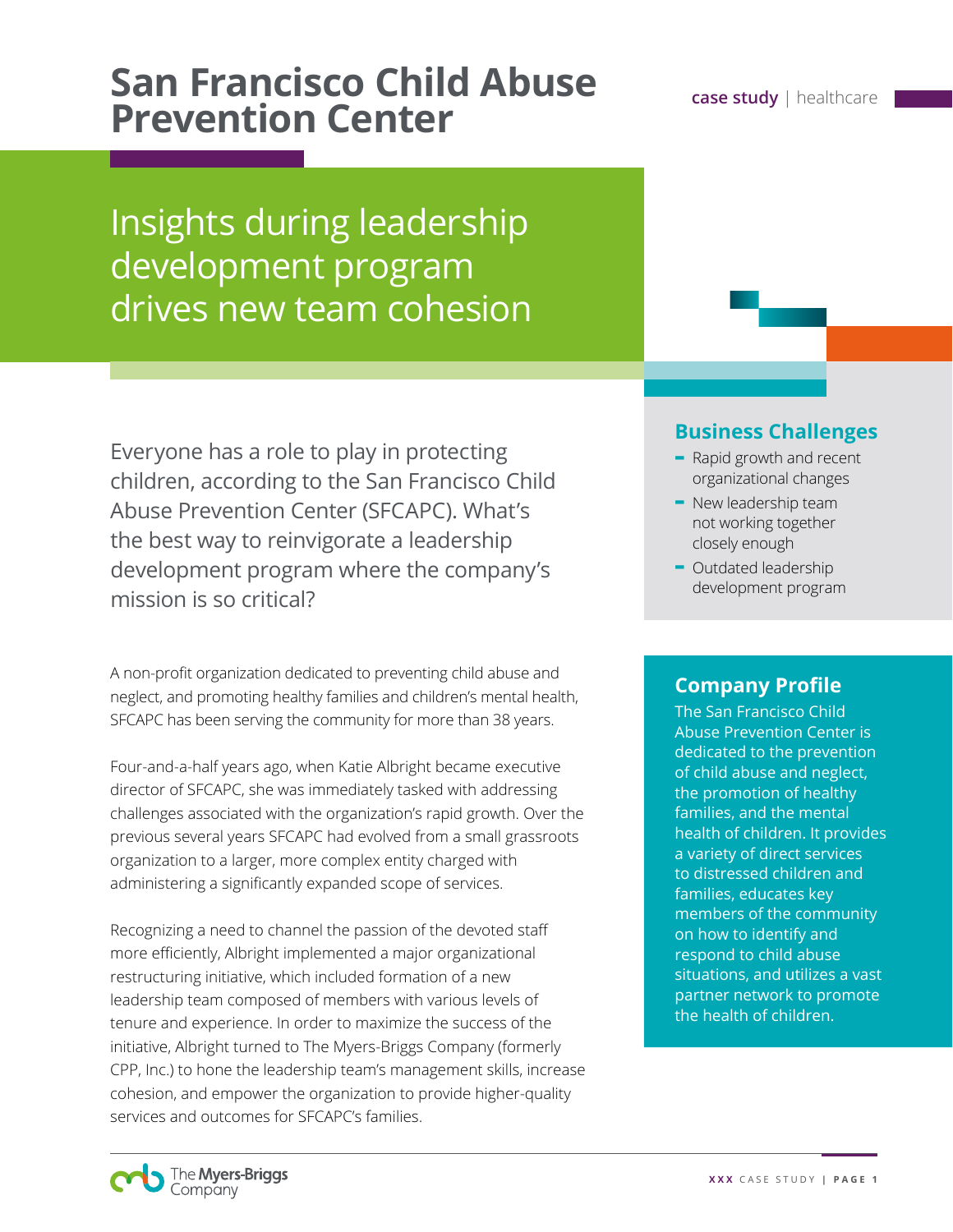# San Francisco Child Abuse Prevention Center

**case study** | healthcare

## Insights during leadership development program drives new team cohesion

Everyone has a role to play in protecting children, according to the San Francisco Child Abuse Prevention Center (SFCAPC). What's the best way to reinvigorate a leadership development program where the company's mission is so critical?

A non-profit organization dedicated to preventing child abuse and neglect, and promoting healthy families and children's mental health, SFCAPC has been serving the community for more than 38 years.

Four-and-a-half years ago, when Katie Albright became executive director of SFCAPC, she was immediately tasked with addressing challenges associated with the organization's rapid growth. Over the previous several years SFCAPC had evolved from a small grassroots organization to a larger, more complex entity charged with administering a significantly expanded scope of services.

Recognizing a need to channel the passion of the devoted staff more efficiently, Albright implemented a major organizational restructuring initiative, which included formation of a new leadership team composed of members with various levels of tenure and experience. In order to maximize the success of the initiative, Albright turned to The Myers-Briggs Company (formerly CPP, Inc.) to hone the leadership team's management skills, increase cohesion, and empower the organization to provide higher-quality services and outcomes for SFCAPC's families.

### Business Challenges

- Rapid growth and recent organizational changes
- New leadership team not working together closely enough
- Outdated leadership development program

### Company Profile

The San Francisco Child Abuse Prevention Center is dedicated to the prevention of child abuse and neglect, the promotion of healthy families, and the mental health of children. It provides a variety of direct services to distressed children and families, educates key members of the community on how to identify and respond to child abuse situations, and utilizes a vast partner network to promote the health of children.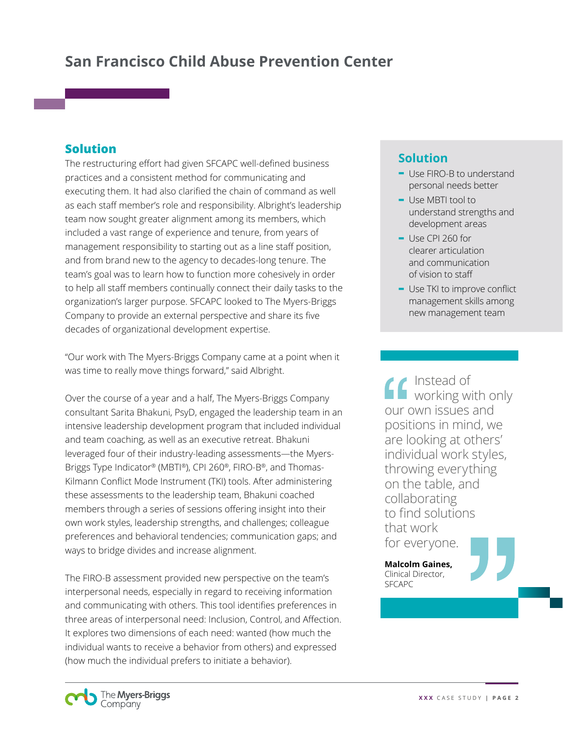# San Francisco Child Abuse Prevention Center

## Solution

The restructuring effort had given SFCAPC well-defined business practices and a consistent method for communicating and executing them. It had also clarified the chain of command as well as each staff member's role and responsibility. Albright's leadership team now sought greater alignment among its members, which included a vast range of experience and tenure, from years of management responsibility to starting out as a line staff position, and from brand new to the agency to decades-long tenure. The team's goal was to learn how to function more cohesively in order to help all staff members continually connect their daily tasks to the organization's larger purpose. SFCAPC looked to The Myers-Briggs Company to provide an external perspective and share its five decades of organizational development expertise.

"Our work with The Myers-Briggs Company came at a point when it was time to really move things forward," said Albright.

Over the course of a year and a half, The Myers-Briggs Company consultant Sarita Bhakuni, PsyD, engaged the leadership team in an intensive leadership development program that included individual and team coaching, as well as an executive retreat. Bhakuni leveraged four of their industry-leading assessments—the Myers-Briggs Type Indicator® (MBTI®), CPI 260®, FIRO-B®, and Thomas-Kilmann Conflict Mode Instrument (TKI) tools. After administering these assessments to the leadership team, Bhakuni coached members through a series of sessions offering insight into their own work styles, leadership strengths, and challenges; colleague preferences and behavioral tendencies; communication gaps; and ways to bridge divides and increase alignment.

The FIRO-B assessment provided new perspective on the team's interpersonal needs, especially in regard to receiving information and communicating with others. This tool identifies preferences in three areas of interpersonal need: Inclusion, Control, and Affection. It explores two dimensions of each need: wanted (how much the individual wants to receive a behavior from others) and expressed (how much the individual prefers to initiate a behavior).

## Solution

- Use FIRO-B to understand personal needs better
- Use MBTI tool to understand strengths and development areas
- Use CPI 260 for clearer articulation and communication of vision to staff
- Use TKI to improve conflict management skills among new management team

> "Instead of working with only our own issues and positions in mind, we are looking at others' individual work styles, throwing everything on the table, and collaborating to find solutions that work for everyone."
>
> **Malcolm Gaines,** Clinical Director, SFCAPC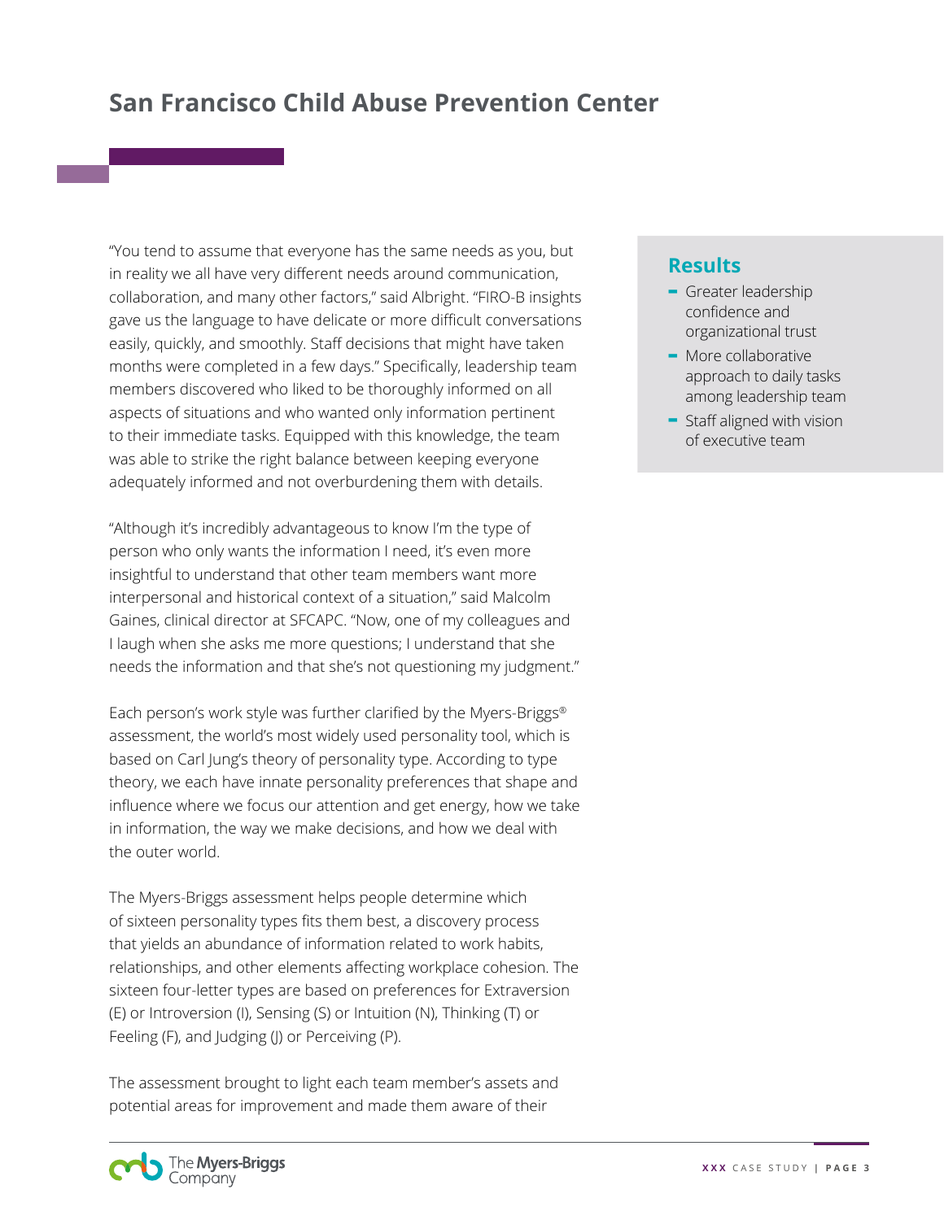# San Francisco Child Abuse Prevention Center

"You tend to assume that everyone has the same needs as you, but in reality we all have very different needs around communication, collaboration, and many other factors," said Albright. "FIRO-B insights gave us the language to have delicate or more difficult conversations easily, quickly, and smoothly. Staff decisions that might have taken months were completed in a few days." Specifically, leadership team members discovered who liked to be thoroughly informed on all aspects of situations and who wanted only information pertinent to their immediate tasks. Equipped with this knowledge, the team was able to strike the right balance between keeping everyone adequately informed and not overburdening them with details.

"Although it's incredibly advantageous to know I'm the type of person who only wants the information I need, it's even more insightful to understand that other team members want more interpersonal and historical context of a situation," said Malcolm Gaines, clinical director at SFCAPC. "Now, one of my colleagues and I laugh when she asks me more questions; I understand that she needs the information and that she's not questioning my judgment."

Each person's work style was further clarified by the Myers-Briggs® assessment, the world's most widely used personality tool, which is based on Carl Jung's theory of personality type. According to type theory, we each have innate personality preferences that shape and influence where we focus our attention and get energy, how we take in information, the way we make decisions, and how we deal with the outer world.

The Myers-Briggs assessment helps people determine which of sixteen personality types fits them best, a discovery process that yields an abundance of information related to work habits, relationships, and other elements affecting workplace cohesion. The sixteen four-letter types are based on preferences for Extraversion (E) or Introversion (I), Sensing (S) or Intuition (N), Thinking (T) or Feeling (F), and Judging (J) or Perceiving (P).

The assessment brought to light each team member's assets and potential areas for improvement and made them aware of their

## Results

- Greater leadership confidence and organizational trust
- More collaborative approach to daily tasks among leadership team
- Staff aligned with vision of executive team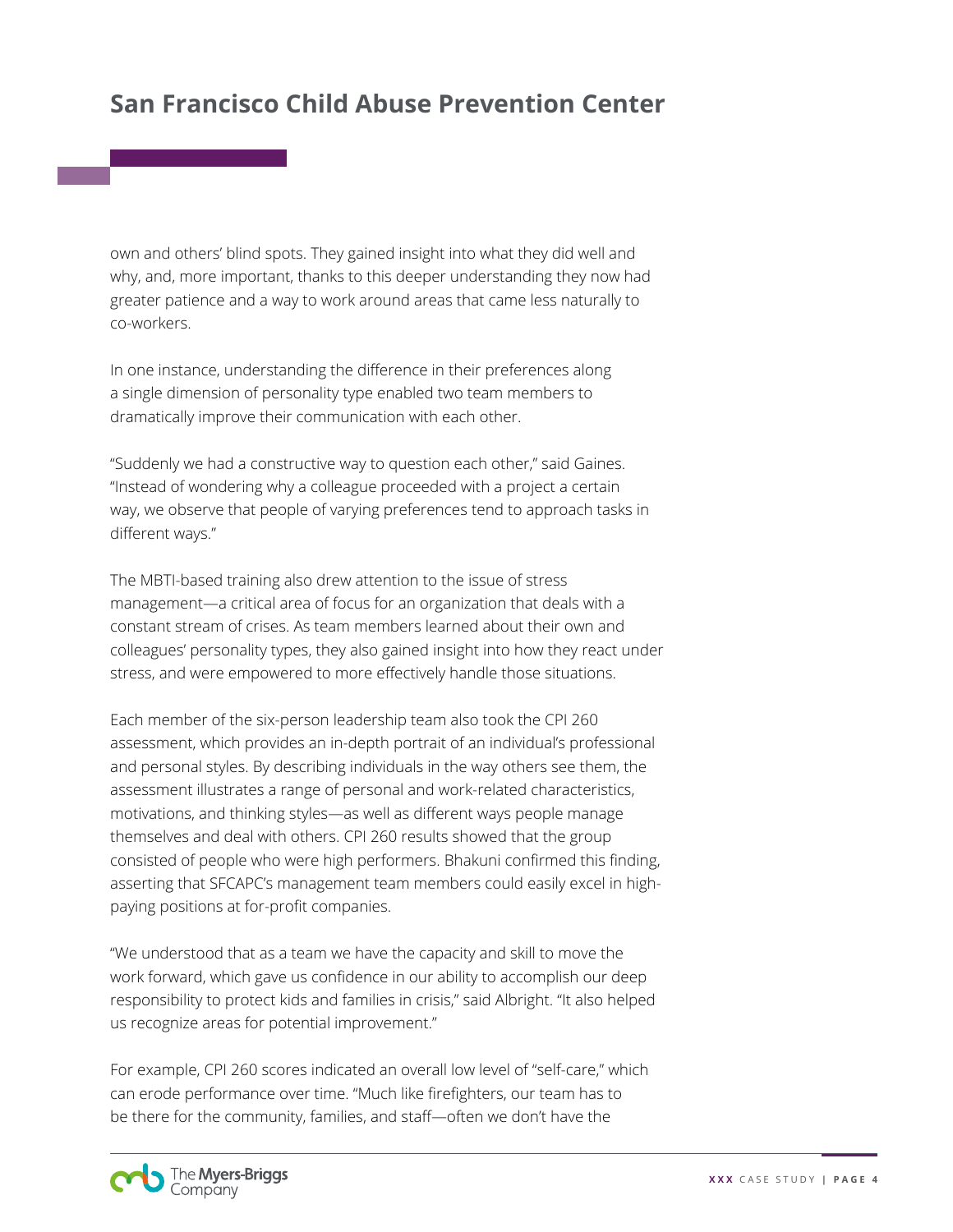own and others' blind spots. They gained insight into what they did well and why, and, more important, thanks to this deeper understanding they now had greater patience and a way to work around areas that came less naturally to co-workers.

In one instance, understanding the difference in their preferences along a single dimension of personality type enabled two team members to dramatically improve their communication with each other.

"Suddenly we had a constructive way to question each other," said Gaines. "Instead of wondering why a colleague proceeded with a project a certain way, we observe that people of varying preferences tend to approach tasks in different ways."

The MBTI-based training also drew attention to the issue of stress management—a critical area of focus for an organization that deals with a constant stream of crises. As team members learned about their own and colleagues' personality types, they also gained insight into how they react under stress, and were empowered to more effectively handle those situations.

Each member of the six-person leadership team also took the CPI 260 assessment, which provides an in-depth portrait of an individual's professional and personal styles. By describing individuals in the way others see them, the assessment illustrates a range of personal and work-related characteristics, motivations, and thinking styles—as well as different ways people manage themselves and deal with others. CPI 260 results showed that the group consisted of people who were high performers. Bhakuni confirmed this finding, asserting that SFCAPC's management team members could easily excel in high-paying positions at for-profit companies.

"We understood that as a team we have the capacity and skill to move the work forward, which gave us confidence in our ability to accomplish our deep responsibility to protect kids and families in crisis," said Albright. "It also helped us recognize areas for potential improvement."

For example, CPI 260 scores indicated an overall low level of "self-care," which can erode performance over time. "Much like firefighters, our team has to be there for the community, families, and staff—often we don't have the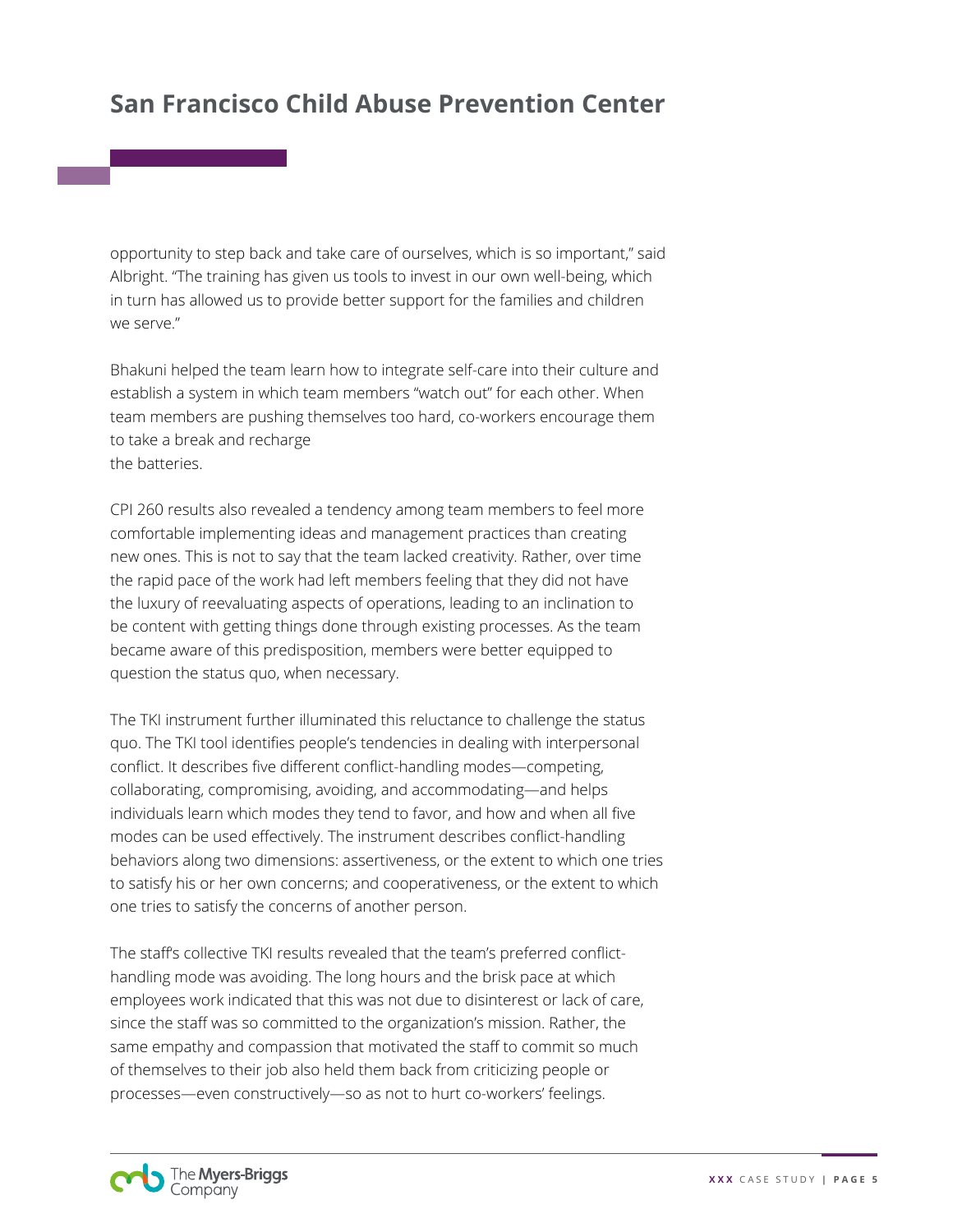opportunity to step back and take care of ourselves, which is so important," said Albright. "The training has given us tools to invest in our own well-being, which in turn has allowed us to provide better support for the families and children we serve."

Bhakuni helped the team learn how to integrate self-care into their culture and establish a system in which team members "watch out" for each other. When team members are pushing themselves too hard, co-workers encourage them to take a break and recharge the batteries.

CPI 260 results also revealed a tendency among team members to feel more comfortable implementing ideas and management practices than creating new ones. This is not to say that the team lacked creativity. Rather, over time the rapid pace of the work had left members feeling that they did not have the luxury of reevaluating aspects of operations, leading to an inclination to be content with getting things done through existing processes. As the team became aware of this predisposition, members were better equipped to question the status quo, when necessary.

The TKI instrument further illuminated this reluctance to challenge the status quo. The TKI tool identifies people's tendencies in dealing with interpersonal conflict. It describes five different conflict-handling modes—competing, collaborating, compromising, avoiding, and accommodating—and helps individuals learn which modes they tend to favor, and how and when all five modes can be used effectively. The instrument describes conflict-handling behaviors along two dimensions: assertiveness, or the extent to which one tries to satisfy his or her own concerns; and cooperativeness, or the extent to which one tries to satisfy the concerns of another person.

The staff's collective TKI results revealed that the team's preferred conflict-handling mode was avoiding. The long hours and the brisk pace at which employees work indicated that this was not due to disinterest or lack of care, since the staff was so committed to the organization's mission. Rather, the same empathy and compassion that motivated the staff to commit so much of themselves to their job also held them back from criticizing people or processes—even constructively—so as not to hurt co-workers' feelings.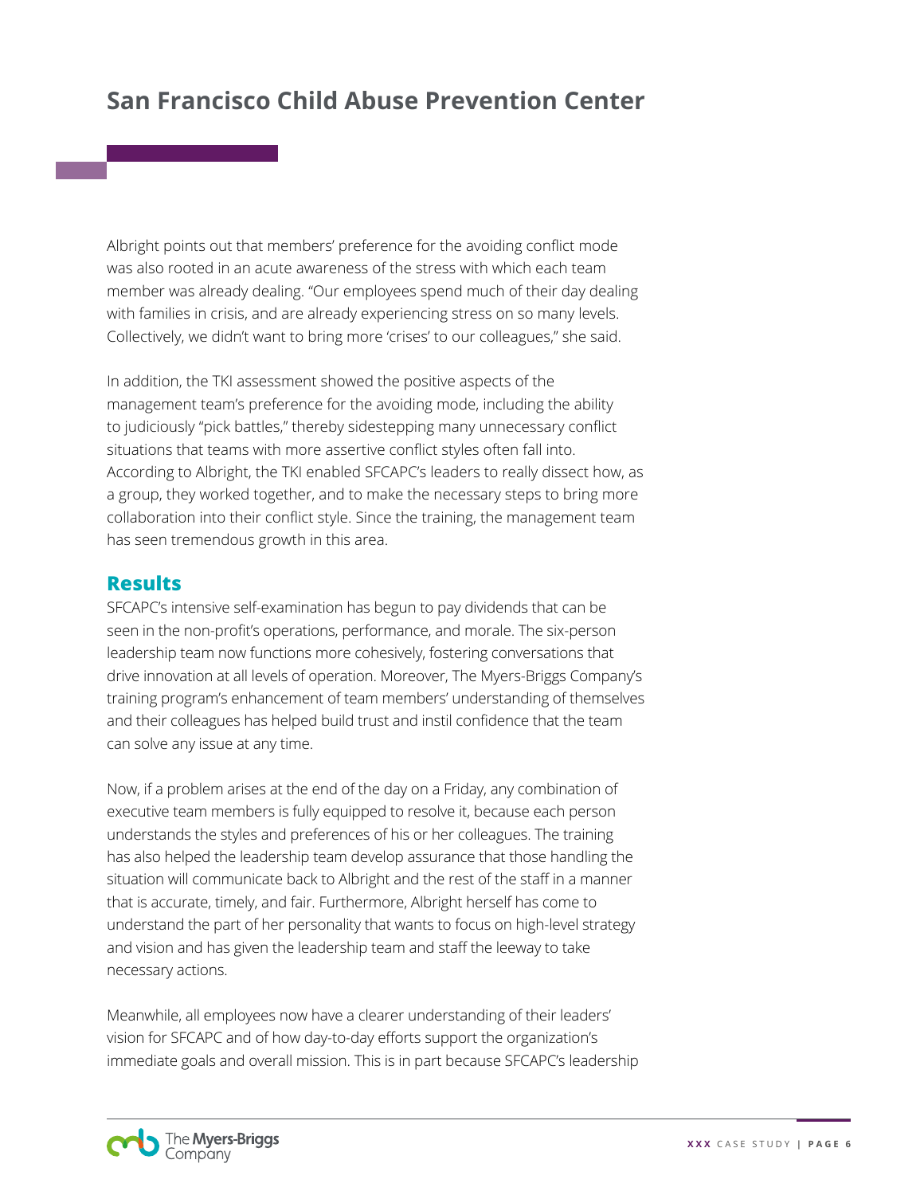Albright points out that members' preference for the avoiding conflict mode was also rooted in an acute awareness of the stress with which each team member was already dealing. "Our employees spend much of their day dealing with families in crisis, and are already experiencing stress on so many levels. Collectively, we didn't want to bring more 'crises' to our colleagues," she said.

In addition, the TKI assessment showed the positive aspects of the management team's preference for the avoiding mode, including the ability to judiciously "pick battles," thereby sidestepping many unnecessary conflict situations that teams with more assertive conflict styles often fall into. According to Albright, the TKI enabled SFCAPC's leaders to really dissect how, as a group, they worked together, and to make the necessary steps to bring more collaboration into their conflict style. Since the training, the management team has seen tremendous growth in this area.

## Results

SFCAPC's intensive self-examination has begun to pay dividends that can be seen in the non-profit's operations, performance, and morale. The six-person leadership team now functions more cohesively, fostering conversations that drive innovation at all levels of operation. Moreover, The Myers-Briggs Company's training program's enhancement of team members' understanding of themselves and their colleagues has helped build trust and instil confidence that the team can solve any issue at any time.

Now, if a problem arises at the end of the day on a Friday, any combination of executive team members is fully equipped to resolve it, because each person understands the styles and preferences of his or her colleagues. The training has also helped the leadership team develop assurance that those handling the situation will communicate back to Albright and the rest of the staff in a manner that is accurate, timely, and fair. Furthermore, Albright herself has come to understand the part of her personality that wants to focus on high-level strategy and vision and has given the leadership team and staff the leeway to take necessary actions.

Meanwhile, all employees now have a clearer understanding of their leaders' vision for SFCAPC and of how day-to-day efforts support the organization's immediate goals and overall mission. This is in part because SFCAPC's leadership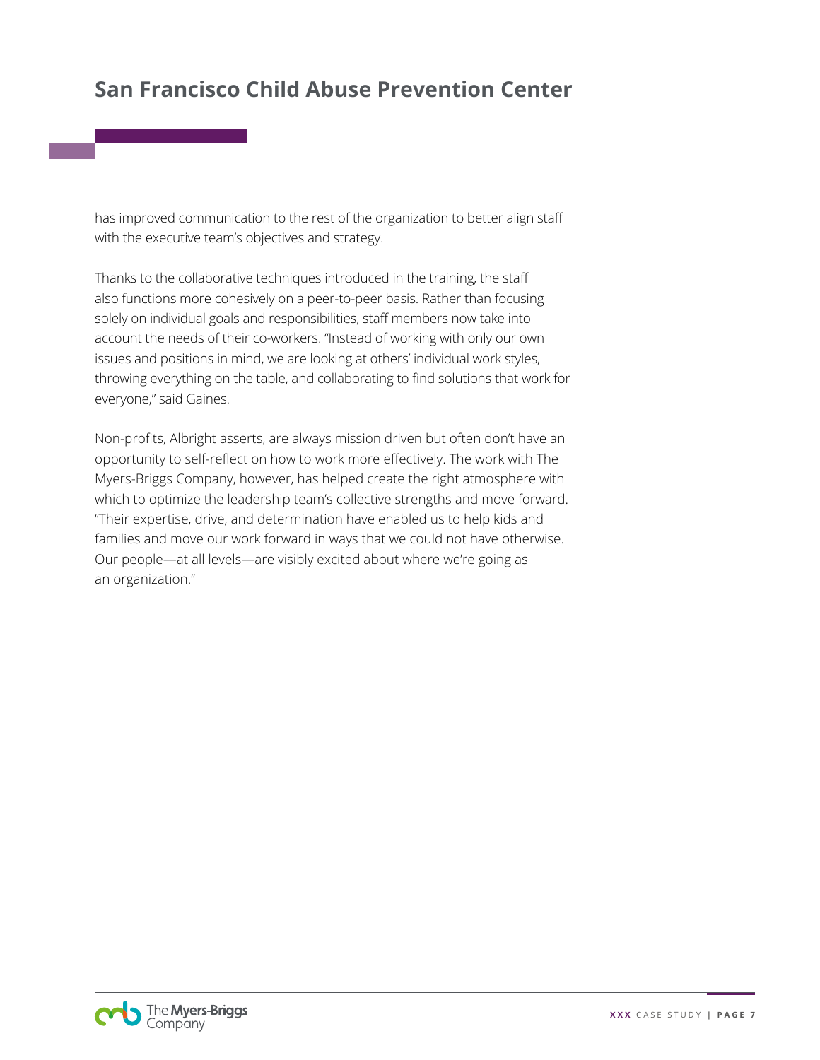has improved communication to the rest of the organization to better align staff with the executive team's objectives and strategy.

Thanks to the collaborative techniques introduced in the training, the staff also functions more cohesively on a peer-to-peer basis. Rather than focusing solely on individual goals and responsibilities, staff members now take into account the needs of their co-workers. "Instead of working with only our own issues and positions in mind, we are looking at others' individual work styles, throwing everything on the table, and collaborating to find solutions that work for everyone," said Gaines.

Non-profits, Albright asserts, are always mission driven but often don't have an opportunity to self-reflect on how to work more effectively. The work with The Myers-Briggs Company, however, has helped create the right atmosphere with which to optimize the leadership team's collective strengths and move forward. "Their expertise, drive, and determination have enabled us to help kids and families and move our work forward in ways that we could not have otherwise. Our people—at all levels—are visibly excited about where we're going as an organization."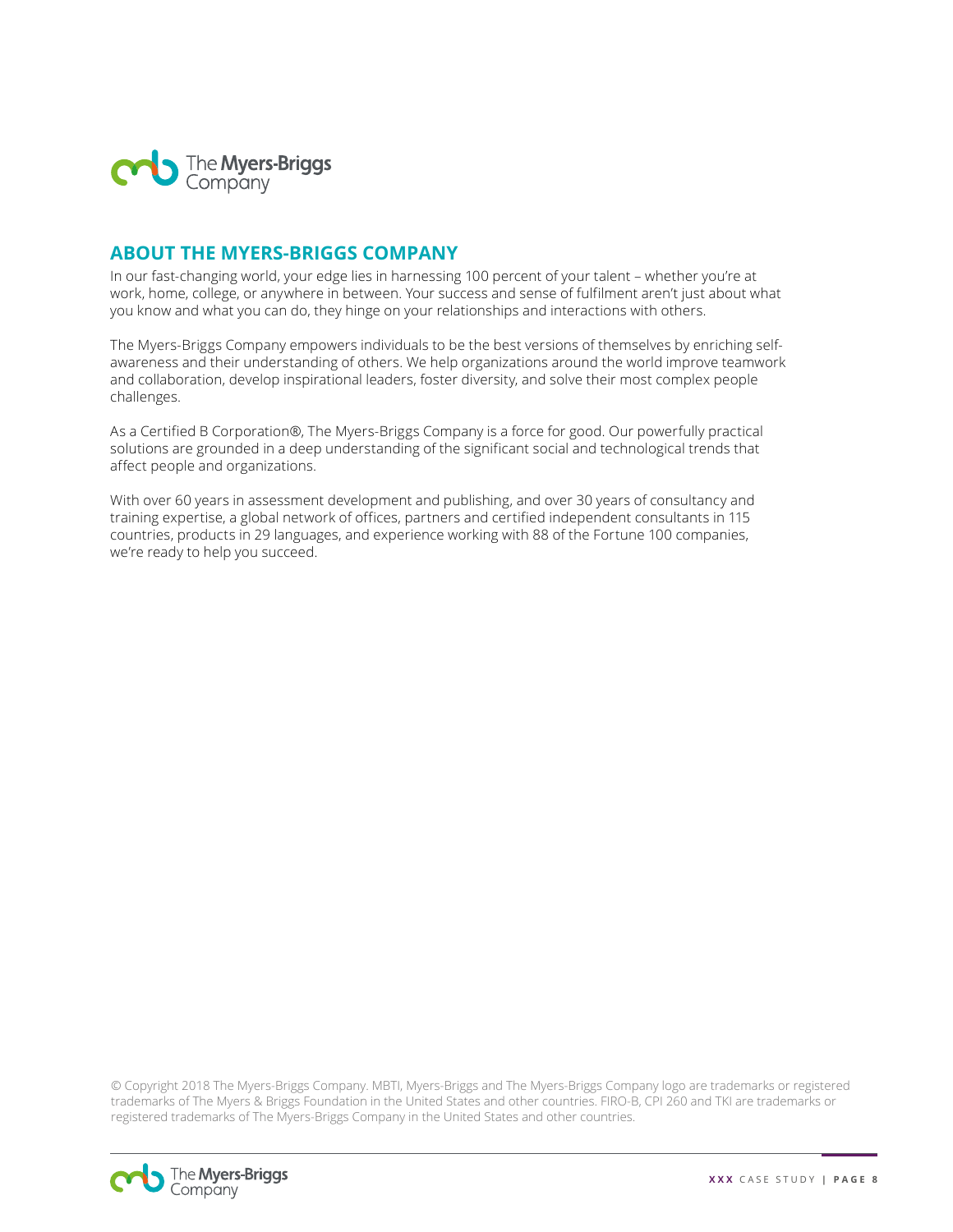## ABOUT THE MYERS-BRIGGS COMPANY

In our fast-changing world, your edge lies in harnessing 100 percent of your talent – whether you're at work, home, college, or anywhere in between. Your success and sense of fulfilment aren't just about what you know and what you can do, they hinge on your relationships and interactions with others.

The Myers-Briggs Company empowers individuals to be the best versions of themselves by enriching self-awareness and their understanding of others. We help organizations around the world improve teamwork and collaboration, develop inspirational leaders, foster diversity, and solve their most complex people challenges.

As a Certified B Corporation®, The Myers-Briggs Company is a force for good. Our powerfully practical solutions are grounded in a deep understanding of the significant social and technological trends that affect people and organizations.

With over 60 years in assessment development and publishing, and over 30 years of consultancy and training expertise, a global network of offices, partners and certified independent consultants in 115 countries, products in 29 languages, and experience working with 88 of the Fortune 100 companies, we're ready to help you succeed.

© Copyright 2018 The Myers-Briggs Company. MBTI, Myers-Briggs and The Myers-Briggs Company logo are trademarks or registered trademarks of The Myers & Briggs Foundation in the United States and other countries. FIRO-B, CPI 260 and TKI are trademarks or registered trademarks of The Myers-Briggs Company in the United States and other countries.